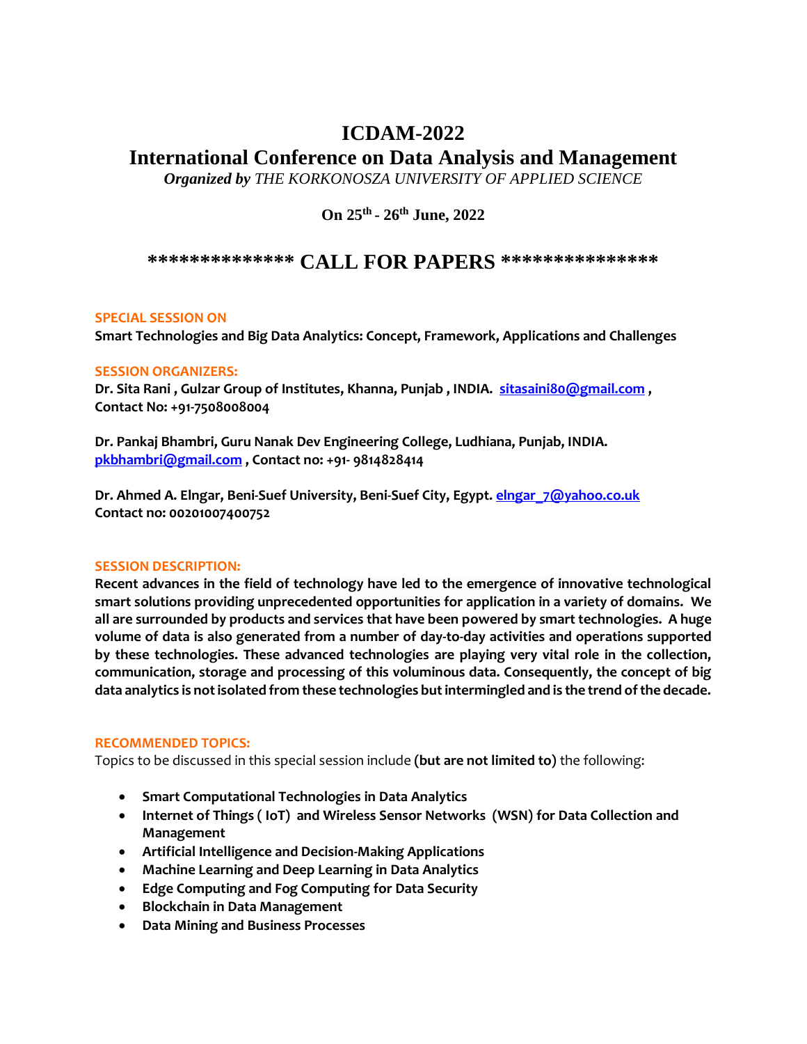# ICDAM-2022

# International Conference on Data Analysis and Management

***Organized by** THE KORKONOSZA UNIVERSITY OF APPLIED SCIENCE*

**On 25th - 26th June, 2022**

## ************** CALL FOR PAPERS ***************

**SPECIAL SESSION ON**

**Smart Technologies and Big Data Analytics: Concept, Framework, Applications and Challenges**

**SESSION ORGANIZERS:**

**Dr. Sita Rani , Gulzar Group of Institutes, Khanna, Punjab , INDIA. sitasaini80@gmail.com , Contact No: +91-7508008004**

**Dr. Pankaj Bhambri, Guru Nanak Dev Engineering College, Ludhiana, Punjab, INDIA. pkbhambri@gmail.com , Contact no: +91- 9814828414**

**Dr. Ahmed A. Elngar, Beni-Suef University, Beni-Suef City, Egypt. elngar_7@yahoo.co.uk Contact no: 00201007400752**

**SESSION DESCRIPTION:**

**Recent advances in the field of technology have led to the emergence of innovative technological smart solutions providing unprecedented opportunities for application in a variety of domains. We all are surrounded by products and services that have been powered by smart technologies. A huge volume of data is also generated from a number of day-to-day activities and operations supported by these technologies. These advanced technologies are playing very vital role in the collection, communication, storage and processing of this voluminous data. Consequently, the concept of big data analytics is not isolated from these technologies but intermingled and is the trend of the decade.**

**RECOMMENDED TOPICS:**

Topics to be discussed in this special session include **(but are not limited to)** the following:

- **Smart Computational Technologies in Data Analytics**
- **Internet of Things ( IoT) and Wireless Sensor Networks (WSN) for Data Collection and Management**
- **Artificial Intelligence and Decision-Making Applications**
- **Machine Learning and Deep Learning in Data Analytics**
- **Edge Computing and Fog Computing for Data Security**
- **Blockchain in Data Management**
- **Data Mining and Business Processes**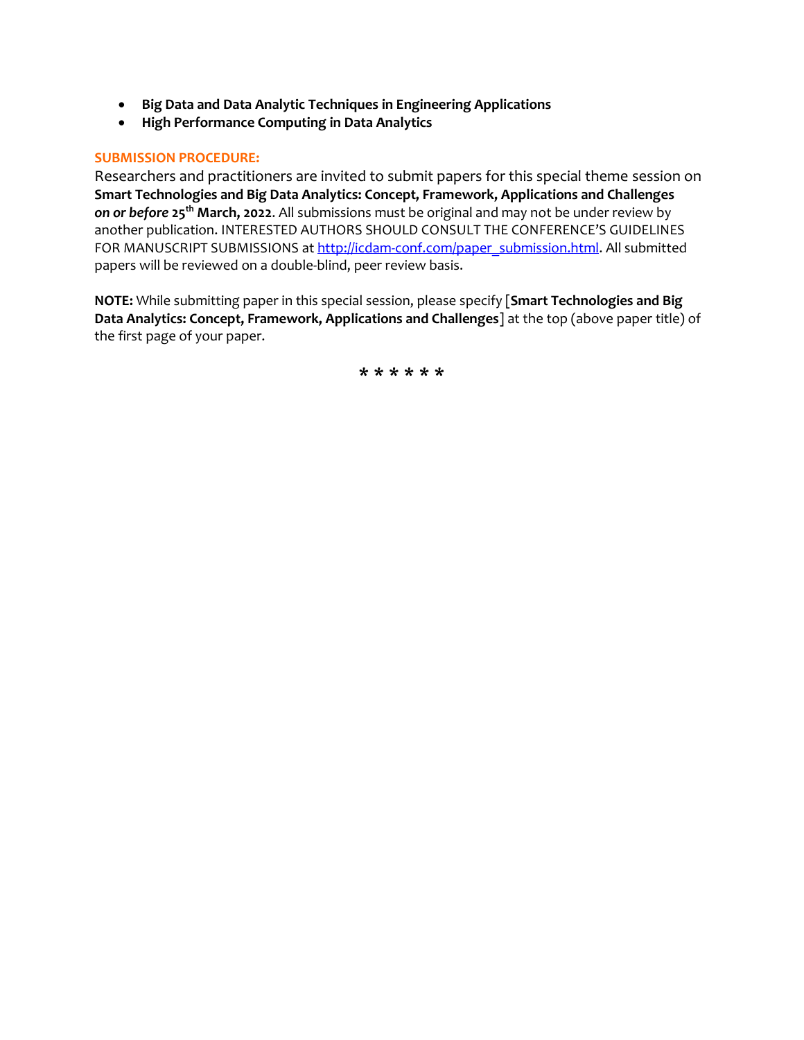- **Big Data and Data Analytic Techniques in Engineering Applications**
- **High Performance Computing in Data Analytics**

**SUBMISSION PROCEDURE:**

Researchers and practitioners are invited to submit papers for this special theme session on **Smart Technologies and Big Data Analytics: Concept, Framework, Applications and Challenges** ***on or before*** **25th March, 2022**. All submissions must be original and may not be under review by another publication. INTERESTED AUTHORS SHOULD CONSULT THE CONFERENCE'S GUIDELINES FOR MANUSCRIPT SUBMISSIONS at [http://icdam-conf.com/paper_submission.html](http://icdam-conf.com/paper_submission.html). All submitted papers will be reviewed on a double-blind, peer review basis.

**NOTE:** While submitting paper in this special session, please specify [**Smart Technologies and Big Data Analytics: Concept, Framework, Applications and Challenges**] at the top (above paper title) of the first page of your paper.

\* \* \* \* \* \*